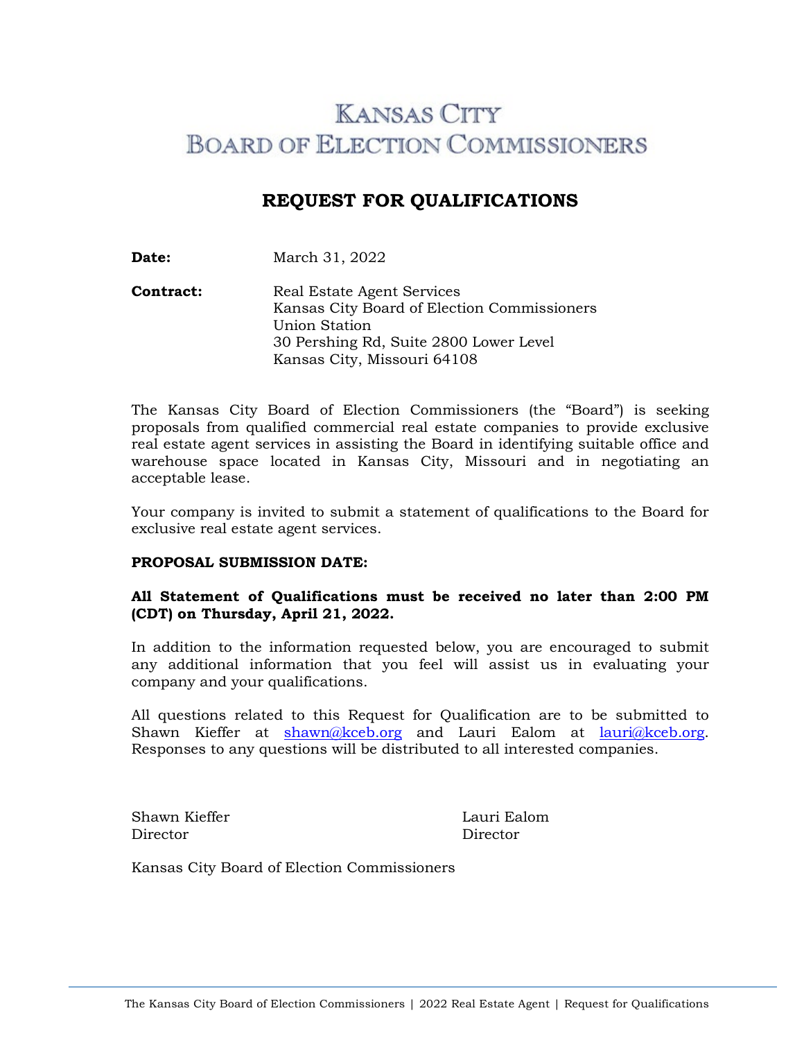# KANSAS CITY BOARD OF ELECTION COMMISSIONERS

## REQUEST FOR QUALIFICATIONS

**Date:** March 31, 2022

**Contract:** Real Estate Agent Services
Kansas City Board of Election Commissioners
Union Station
30 Pershing Rd, Suite 2800 Lower Level
Kansas City, Missouri 64108

The Kansas City Board of Election Commissioners (the "Board") is seeking proposals from qualified commercial real estate companies to provide exclusive real estate agent services in assisting the Board in identifying suitable office and warehouse space located in Kansas City, Missouri and in negotiating an acceptable lease.

Your company is invited to submit a statement of qualifications to the Board for exclusive real estate agent services.

**PROPOSAL SUBMISSION DATE:**

**All Statement of Qualifications must be received no later than 2:00 PM (CDT) on Thursday, April 21, 2022.**

In addition to the information requested below, you are encouraged to submit any additional information that you feel will assist us in evaluating your company and your qualifications.

All questions related to this Request for Qualification are to be submitted to Shawn Kieffer at shawn@kceb.org and Lauri Ealom at lauri@kceb.org. Responses to any questions will be distributed to all interested companies.

Shawn Kieffer
Director

Lauri Ealom
Director

Kansas City Board of Election Commissioners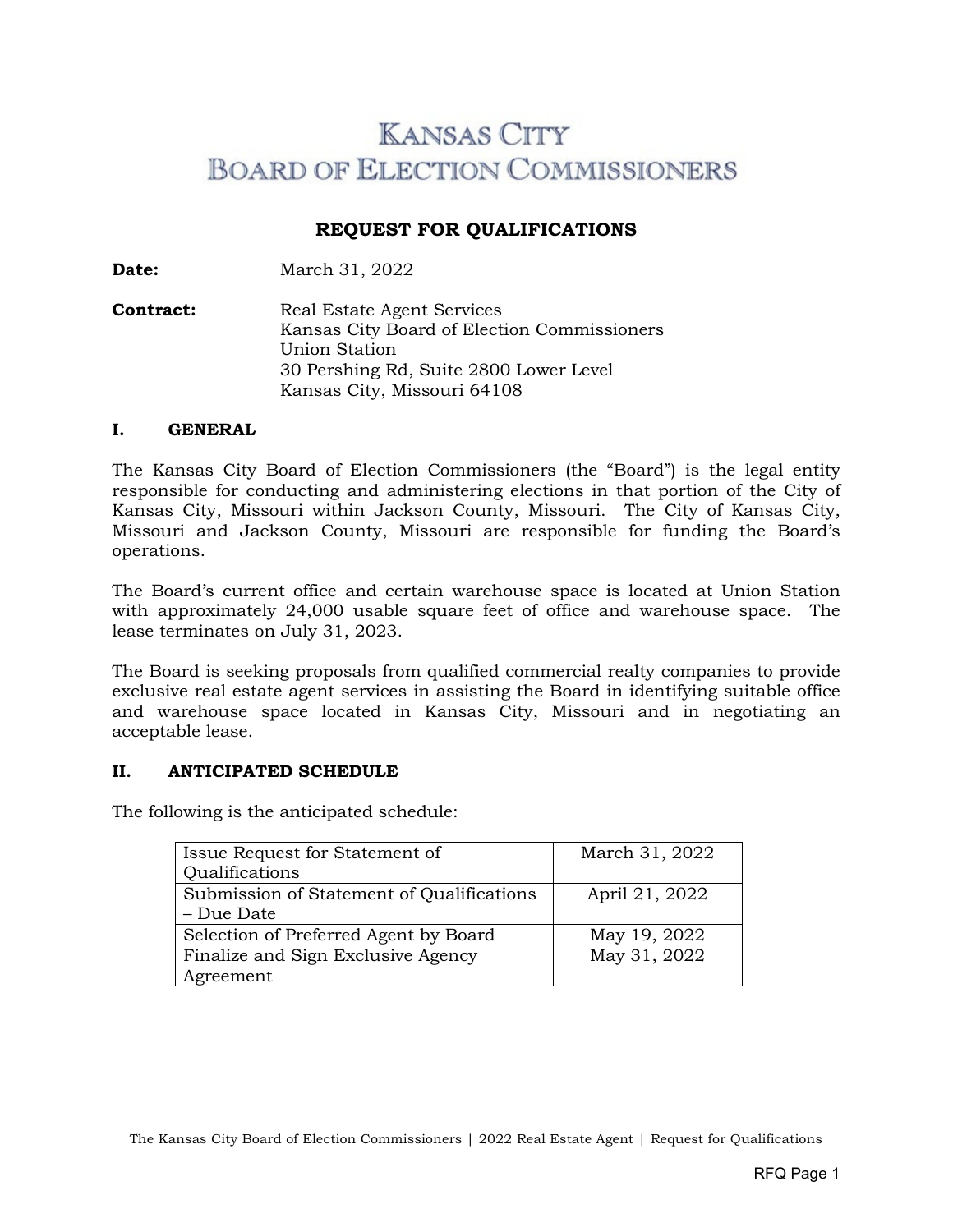# KANSAS CITY BOARD OF ELECTION COMMISSIONERS

## REQUEST FOR QUALIFICATIONS

**Date:** March 31, 2022

**Contract:** Real Estate Agent Services
Kansas City Board of Election Commissioners
Union Station
30 Pershing Rd, Suite 2800 Lower Level
Kansas City, Missouri 64108

### I. GENERAL

The Kansas City Board of Election Commissioners (the "Board") is the legal entity responsible for conducting and administering elections in that portion of the City of Kansas City, Missouri within Jackson County, Missouri. The City of Kansas City, Missouri and Jackson County, Missouri are responsible for funding the Board's operations.

The Board's current office and certain warehouse space is located at Union Station with approximately 24,000 usable square feet of office and warehouse space. The lease terminates on July 31, 2023.

The Board is seeking proposals from qualified commercial realty companies to provide exclusive real estate agent services in assisting the Board in identifying suitable office and warehouse space located in Kansas City, Missouri and in negotiating an acceptable lease.

### II. ANTICIPATED SCHEDULE

The following is the anticipated schedule:

| | |
|---|---|
| Issue Request for Statement of Qualifications | March 31, 2022 |
| Submission of Statement of Qualifications – Due Date | April 21, 2022 |
| Selection of Preferred Agent by Board | May 19, 2022 |
| Finalize and Sign Exclusive Agency Agreement | May 31, 2022 |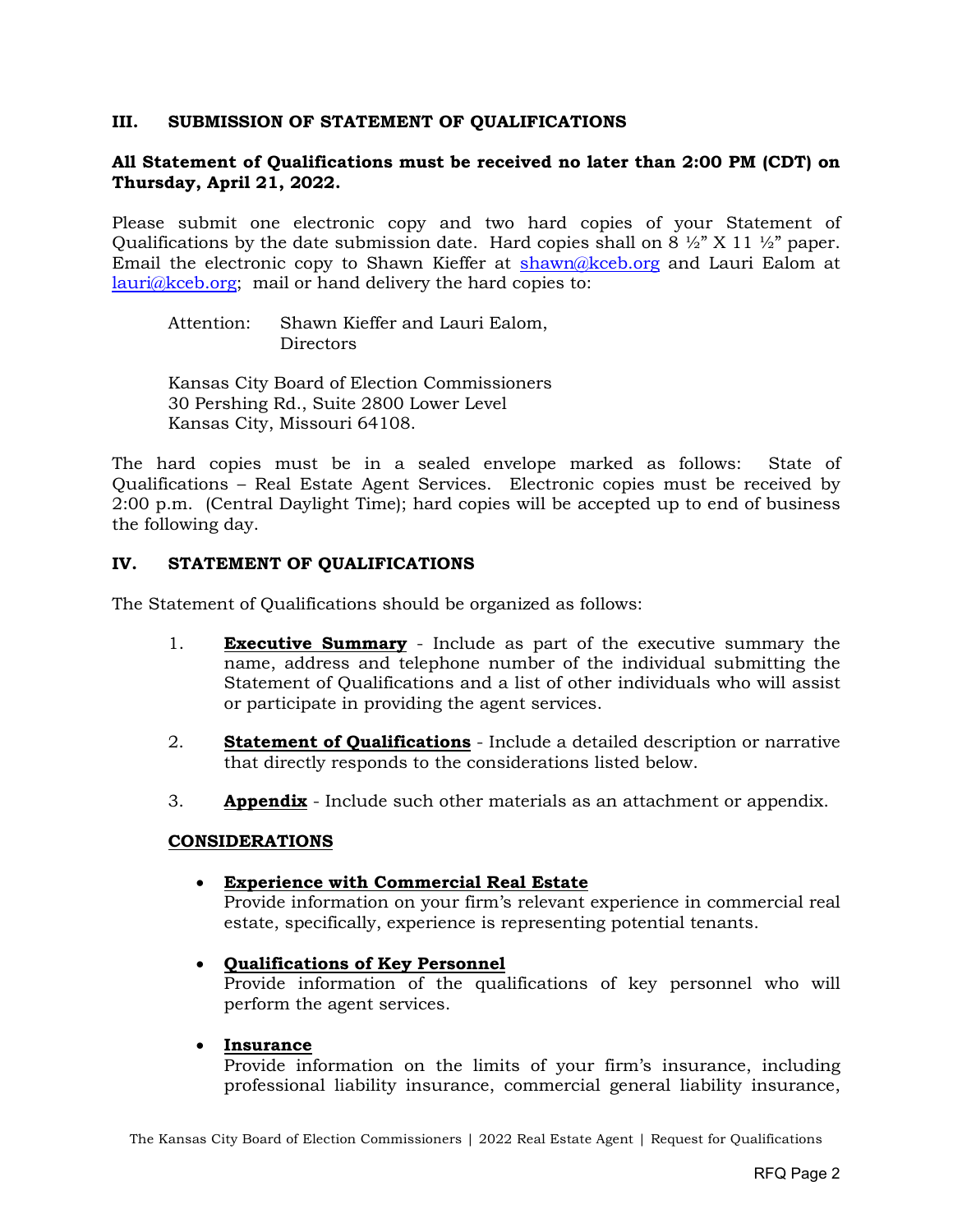## III. SUBMISSION OF STATEMENT OF QUALIFICATIONS

**All Statement of Qualifications must be received no later than 2:00 PM (CDT) on Thursday, April 21, 2022.**

Please submit one electronic copy and two hard copies of your Statement of Qualifications by the date submission date. Hard copies shall on 8 ½" X 11 ½" paper. Email the electronic copy to Shawn Kieffer at shawn@kceb.org and Lauri Ealom at lauri@kceb.org; mail or hand delivery the hard copies to:

Attention: Shawn Kieffer and Lauri Ealom, Directors

Kansas City Board of Election Commissioners
30 Pershing Rd., Suite 2800 Lower Level
Kansas City, Missouri 64108.

The hard copies must be in a sealed envelope marked as follows: State of Qualifications – Real Estate Agent Services. Electronic copies must be received by 2:00 p.m. (Central Daylight Time); hard copies will be accepted up to end of business the following day.

## IV. STATEMENT OF QUALIFICATIONS

The Statement of Qualifications should be organized as follows:

1. **Executive Summary** - Include as part of the executive summary the name, address and telephone number of the individual submitting the Statement of Qualifications and a list of other individuals who will assist or participate in providing the agent services.

2. **Statement of Qualifications** - Include a detailed description or narrative that directly responds to the considerations listed below.

3. **Appendix** - Include such other materials as an attachment or appendix.

### CONSIDERATIONS

- **Experience with Commercial Real Estate**
  Provide information on your firm's relevant experience in commercial real estate, specifically, experience is representing potential tenants.

- **Qualifications of Key Personnel**
  Provide information of the qualifications of key personnel who will perform the agent services.

- **Insurance**
  Provide information on the limits of your firm's insurance, including professional liability insurance, commercial general liability insurance,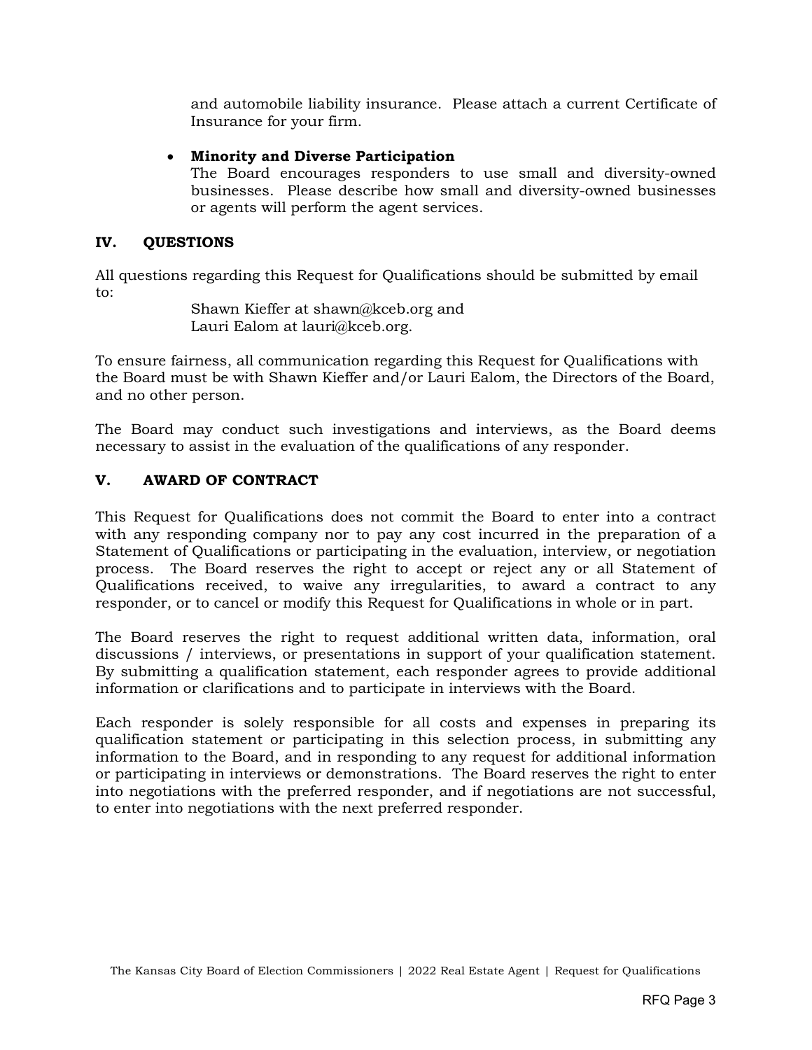and automobile liability insurance. Please attach a current Certificate of Insurance for your firm.

- **Minority and Diverse Participation**
  The Board encourages responders to use small and diversity-owned businesses. Please describe how small and diversity-owned businesses or agents will perform the agent services.

## IV. QUESTIONS

All questions regarding this Request for Qualifications should be submitted by email to:

Shawn Kieffer at shawn@kceb.org and
Lauri Ealom at lauri@kceb.org.

To ensure fairness, all communication regarding this Request for Qualifications with the Board must be with Shawn Kieffer and/or Lauri Ealom, the Directors of the Board, and no other person.

The Board may conduct such investigations and interviews, as the Board deems necessary to assist in the evaluation of the qualifications of any responder.

## V. AWARD OF CONTRACT

This Request for Qualifications does not commit the Board to enter into a contract with any responding company nor to pay any cost incurred in the preparation of a Statement of Qualifications or participating in the evaluation, interview, or negotiation process. The Board reserves the right to accept or reject any or all Statement of Qualifications received, to waive any irregularities, to award a contract to any responder, or to cancel or modify this Request for Qualifications in whole or in part.

The Board reserves the right to request additional written data, information, oral discussions / interviews, or presentations in support of your qualification statement. By submitting a qualification statement, each responder agrees to provide additional information or clarifications and to participate in interviews with the Board.

Each responder is solely responsible for all costs and expenses in preparing its qualification statement or participating in this selection process, in submitting any information to the Board, and in responding to any request for additional information or participating in interviews or demonstrations. The Board reserves the right to enter into negotiations with the preferred responder, and if negotiations are not successful, to enter into negotiations with the next preferred responder.